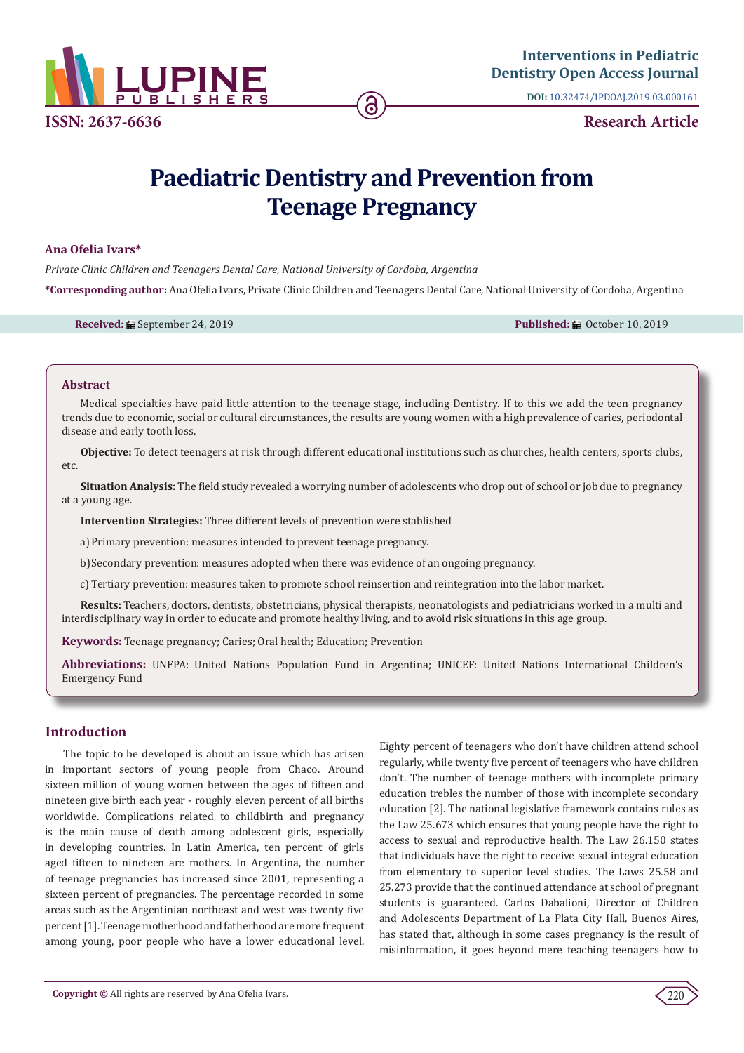# Paediatric Dentistry and Prevention from Teenage Pregnancy

**Ana Ofelia Ivars***

*Private Clinic Children and Teenagers Dental Care, National University of Cordoba, Argentina*

**\*Corresponding author:** Ana Ofelia Ivars, Private Clinic Children and Teenagers Dental Care, National University of Cordoba, Argentina

**Received:** September 24, 2019 **Published:** October 10, 2019

## Abstract

Medical specialties have paid little attention to the teenage stage, including Dentistry. If to this we add the teen pregnancy trends due to economic, social or cultural circumstances, the results are young women with a high prevalence of caries, periodontal disease and early tooth loss.

**Objective:** To detect teenagers at risk through different educational institutions such as churches, health centers, sports clubs, etc.

**Situation Analysis:** The field study revealed a worrying number of adolescents who drop out of school or job due to pregnancy at a young age.

**Intervention Strategies:** Three different levels of prevention were stablished

a) Primary prevention: measures intended to prevent teenage pregnancy.

b) Secondary prevention: measures adopted when there was evidence of an ongoing pregnancy.

c) Tertiary prevention: measures taken to promote school reinsertion and reintegration into the labor market.

**Results:** Teachers, doctors, dentists, obstetricians, physical therapists, neonatologists and pediatricians worked in a multi and interdisciplinary way in order to educate and promote healthy living, and to avoid risk situations in this age group.

**Keywords:** Teenage pregnancy; Caries; Oral health; Education; Prevention

**Abbreviations:** UNFPA: United Nations Population Fund in Argentina; UNICEF: United Nations International Children's Emergency Fund

## Introduction

The topic to be developed is about an issue which has arisen in important sectors of young people from Chaco. Around sixteen million of young women between the ages of fifteen and nineteen give birth each year - roughly eleven percent of all births worldwide. Complications related to childbirth and pregnancy is the main cause of death among adolescent girls, especially in developing countries. In Latin America, ten percent of girls aged fifteen to nineteen are mothers. In Argentina, the number of teenage pregnancies has increased since 2001, representing a sixteen percent of pregnancies. The percentage recorded in some areas such as the Argentinian northeast and west was twenty five percent [1]. Teenage motherhood and fatherhood are more frequent among young, poor people who have a lower educational level. Eighty percent of teenagers who don't have children attend school regularly, while twenty five percent of teenagers who have children don't. The number of teenage mothers with incomplete primary education trebles the number of those with incomplete secondary education [2]. The national legislative framework contains rules as the Law 25.673 which ensures that young people have the right to access to sexual and reproductive health. The Law 26.150 states that individuals have the right to receive sexual integral education from elementary to superior level studies. The Laws 25.58 and 25.273 provide that the continued attendance at school of pregnant students is guaranteed. Carlos Dabalioni, Director of Children and Adolescents Department of La Plata City Hall, Buenos Aires, has stated that, although in some cases pregnancy is the result of misinformation, it goes beyond mere teaching teenagers how to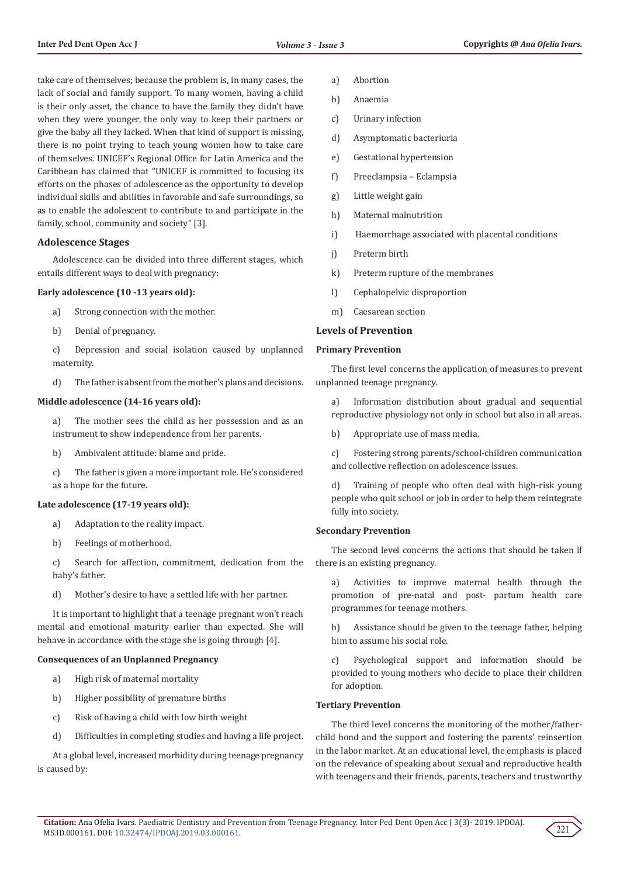take care of themselves; because the problem is, in many cases, the lack of social and family support. To many women, having a child is their only asset, the chance to have the family they didn't have when they were younger, the only way to keep their partners or give the baby all they lacked. When that kind of support is missing, there is no point trying to teach young women how to take care of themselves. UNICEF's Regional Office for Latin America and the Caribbean has claimed that "UNICEF is committed to focusing its efforts on the phases of adolescence as the opportunity to develop individual skills and abilities in favorable and safe surroundings, so as to enable the adolescent to contribute to and participate in the family, school, community and society" [3].

## Adolescence Stages

Adolescence can be divided into three different stages, which entails different ways to deal with pregnancy:

**Early adolescence (10 -13 years old):**

a) Strong connection with the mother.

b) Denial of pregnancy.

c) Depression and social isolation caused by unplanned maternity.

d) The father is absent from the mother's plans and decisions.

**Middle adolescence (14-16 years old):**

a) The mother sees the child as her possession and as an instrument to show independence from her parents.

b) Ambivalent attitude: blame and pride.

c) The father is given a more important role. He's considered as a hope for the future.

**Late adolescence (17-19 years old):**

a) Adaptation to the reality impact.

b) Feelings of motherhood.

c) Search for affection, commitment, dedication from the baby's father.

d) Mother's desire to have a settled life with her partner.

It is important to highlight that a teenage pregnant won't reach mental and emotional maturity earlier than expected. She will behave in accordance with the stage she is going through [4].

**Consequences of an Unplanned Pregnancy**

a) High risk of maternal mortality

b) Higher possibility of premature births

c) Risk of having a child with low birth weight

d) Difficulties in completing studies and having a life project.

At a global level, increased morbidity during teenage pregnancy is caused by:

a) Abortion

b) Anaemia

c) Urinary infection

d) Asymptomatic bacteriuria

e) Gestational hypertension

f) Preeclampsia – Eclampsia

g) Little weight gain

h) Maternal malnutrition

i) Haemorrhage associated with placental conditions

j) Preterm birth

k) Preterm rupture of the membranes

l) Cephalopelvic disproportion

m) Caesarean section

## Levels of Prevention

**Primary Prevention**

The first level concerns the application of measures to prevent unplanned teenage pregnancy.

a) Information distribution about gradual and sequential reproductive physiology not only in school but also in all areas.

b) Appropriate use of mass media.

c) Fostering strong parents/school-children communication and collective reflection on adolescence issues.

d) Training of people who often deal with high-risk young people who quit school or job in order to help them reintegrate fully into society.

**Secondary Prevention**

The second level concerns the actions that should be taken if there is an existing pregnancy.

a) Activities to improve maternal health through the promotion of pre-natal and post- partum health care programmes for teenage mothers.

b) Assistance should be given to the teenage father, helping him to assume his social role.

c) Psychological support and information should be provided to young mothers who decide to place their children for adoption.

**Tertiary Prevention**

The third level concerns the monitoring of the mother/father-child bond and the support and fostering the parents' reinsertion in the labor market. At an educational level, the emphasis is placed on the relevance of speaking about sexual and reproductive health with teenagers and their friends, parents, teachers and trustworthy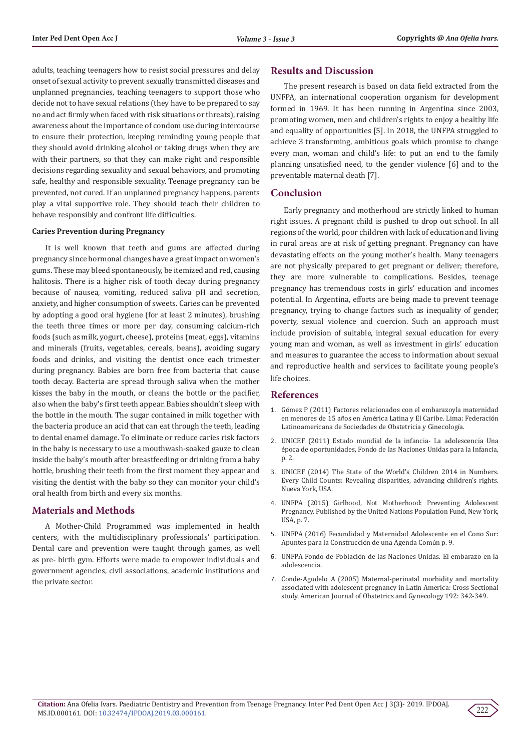adults, teaching teenagers how to resist social pressures and delay onset of sexual activity to prevent sexually transmitted diseases and unplanned pregnancies, teaching teenagers to support those who decide not to have sexual relations (they have to be prepared to say no and act firmly when faced with risk situations or threats), raising awareness about the importance of condom use during intercourse to ensure their protection, keeping reminding young people that they should avoid drinking alcohol or taking drugs when they are with their partners, so that they can make right and responsible decisions regarding sexuality and sexual behaviors, and promoting safe, healthy and responsible sexuality. Teenage pregnancy can be prevented, not cured. If an unplanned pregnancy happens, parents play a vital supportive role. They should teach their children to behave responsibly and confront life difficulties.

### Caries Prevention during Pregnancy

It is well known that teeth and gums are affected during pregnancy since hormonal changes have a great impact on women's gums. These may bleed spontaneously, be itemized and red, causing halitosis. There is a higher risk of tooth decay during pregnancy because of nausea, vomiting, reduced saliva pH and secretion, anxiety, and higher consumption of sweets. Caries can be prevented by adopting a good oral hygiene (for at least 2 minutes), brushing the teeth three times or more per day, consuming calcium-rich foods (such as milk, yogurt, cheese), proteins (meat, eggs), vitamins and minerals (fruits, vegetables, cereals, beans), avoiding sugary foods and drinks, and visiting the dentist once each trimester during pregnancy. Babies are born free from bacteria that cause tooth decay. Bacteria are spread through saliva when the mother kisses the baby in the mouth, or cleans the bottle or the pacifier, also when the baby's first teeth appear. Babies shouldn't sleep with the bottle in the mouth. The sugar contained in milk together with the bacteria produce an acid that can eat through the teeth, leading to dental enamel damage. To eliminate or reduce caries risk factors in the baby is necessary to use a mouthwash-soaked gauze to clean inside the baby's mouth after breastfeeding or drinking from a baby bottle, brushing their teeth from the first moment they appear and visiting the dentist with the baby so they can monitor your child's oral health from birth and every six months.

## Materials and Methods

A Mother-Child Programmed was implemented in health centers, with the multidisciplinary professionals' participation. Dental care and prevention were taught through games, as well as pre- birth gym. Efforts were made to empower individuals and government agencies, civil associations, academic institutions and the private sector.

## Results and Discussion

The present research is based on data field extracted from the UNFPA, an international cooperation organism for development formed in 1969. It has been running in Argentina since 2003, promoting women, men and children's rights to enjoy a healthy life and equality of opportunities [5]. In 2018, the UNFPA struggled to achieve 3 transforming, ambitious goals which promise to change every man, woman and child's life: to put an end to the family planning unsatisfied need, to the gender violence [6] and to the preventable maternal death [7].

## Conclusion

Early pregnancy and motherhood are strictly linked to human right issues. A pregnant child is pushed to drop out school. In all regions of the world, poor children with lack of education and living in rural areas are at risk of getting pregnant. Pregnancy can have devastating effects on the young mother's health. Many teenagers are not physically prepared to get pregnant or deliver; therefore, they are more vulnerable to complications. Besides, teenage pregnancy has tremendous costs in girls' education and incomes potential. In Argentina, efforts are being made to prevent teenage pregnancy, trying to change factors such as inequality of gender, poverty, sexual violence and coercion. Such an approach must include provision of suitable, integral sexual education for every young man and woman, as well as investment in girls' education and measures to guarantee the access to information about sexual and reproductive health and services to facilitate young people's life choices.

## References

1. Gómez P (2011) Factores relacionados con el embarazoyla maternidad en menores de 15 años en América Latina y El Caribe. Lima: Federación Latinoamericana de Sociedades de Obstetricia y Ginecología.
2. UNICEF (2011) Estado mundial de la infancia- La adolescencia Una época de oportunidades, Fondo de las Naciones Unidas para la Infancia, p. 2.
3. UNICEF (2014) The State of the World's Children 2014 in Numbers. Every Child Counts: Revealing disparities, advancing children's rights. Nueva York, USA.
4. UNFPA (2015) Girlhood, Not Motherhood: Preventing Adolescent Pregnancy. Published by the United Nations Population Fund, New York, USA, p. 7.
5. UNFPA (2016) Fecundidad y Maternidad Adolescente en el Cono Sur: Apuntes para la Construcción de una Agenda Común p. 9.
6. UNFPA Fondo de Población de las Naciones Unidas. El embarazo en la adolescencia.
7. Conde-Agudelo A (2005) Maternal-perinatal morbidity and mortality associated with adolescent pregnancy in Latin America: Cross Sectional study. American Journal of Obstetrics and Gynecology 192: 342-349.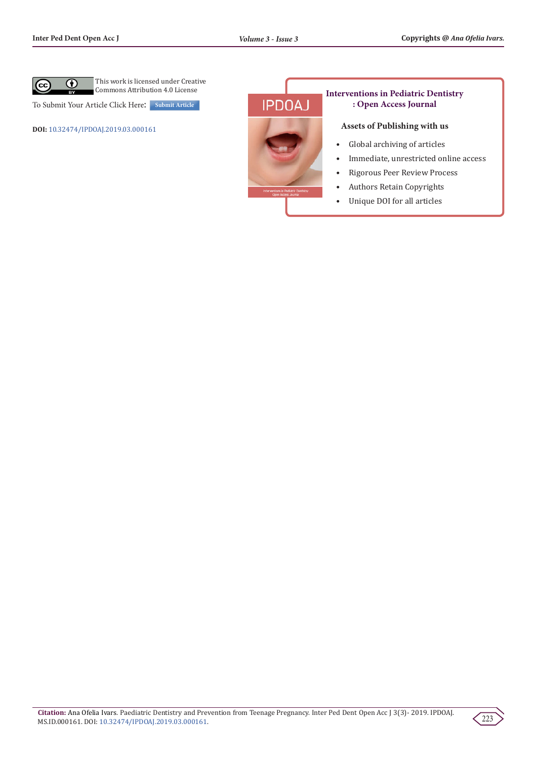This work is licensed under Creative Commons Attribution 4.0 License

To Submit Your Article Click Here: Submit Article

**DOI:** 10.32474/IPDOAJ.2019.03.000161

IPDOAJ

Interventions in Pediatric Dentistry Open Access Journal

**Interventions in Pediatric Dentistry : Open Access Journal**

**Assets of Publishing with us**

- Global archiving of articles
- Immediate, unrestricted online access
- Rigorous Peer Review Process
- Authors Retain Copyrights
- Unique DOI for all articles

**Citation:** Ana Ofelia Ivars. Paediatric Dentistry and Prevention from Teenage Pregnancy. Inter Ped Dent Open Acc J 3(3)- 2019. IPDOAJ. MS.ID.000161. DOI: 10.32474/IPDOAJ.2019.03.000161.